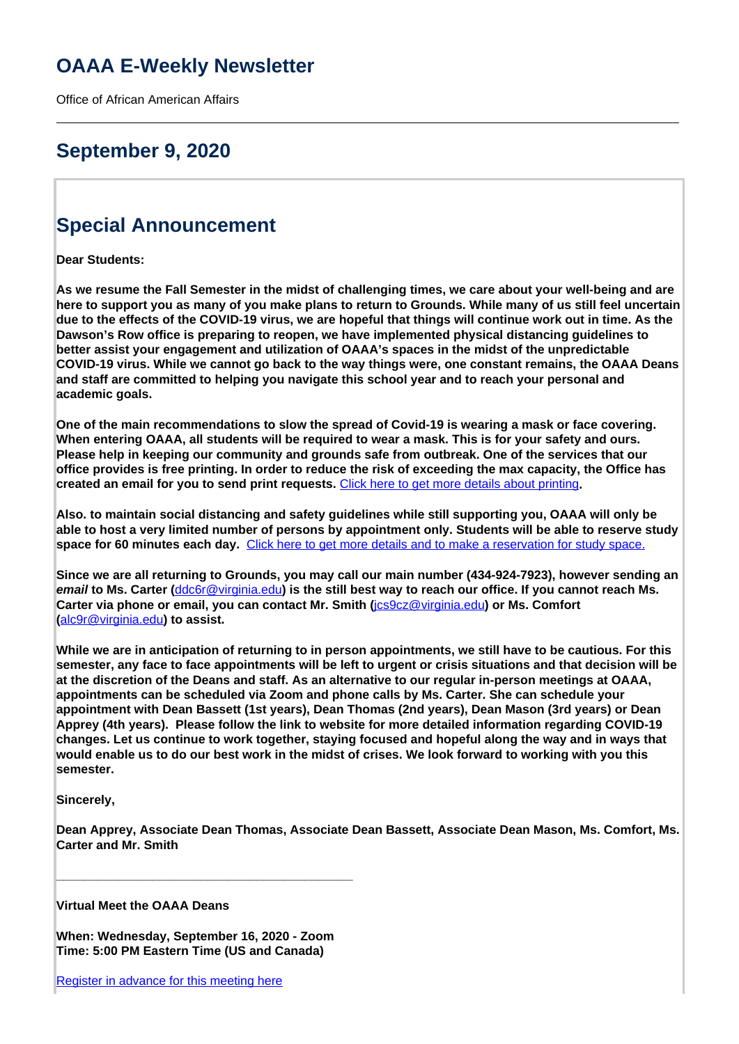# OAAA E-Weekly Newsletter

Office of African American Affairs

---

## September 9, 2020

## Special Announcement

**Dear Students:**

**As we resume the Fall Semester in the midst of challenging times, we care about your well-being and are here to support you as many of you make plans to return to Grounds. While many of us still feel uncertain due to the effects of the COVID-19 virus, we are hopeful that things will continue work out in time. As the Dawson's Row office is preparing to reopen, we have implemented physical distancing guidelines to better assist your engagement and utilization of OAAA's spaces in the midst of the unpredictable COVID-19 virus. While we cannot go back to the way things were, one constant remains, the OAAA Deans and staff are committed to helping you navigate this school year and to reach your personal and academic goals.**

**One of the main recommendations to slow the spread of Covid-19 is wearing a mask or face covering. When entering OAAA, all students will be required to wear a mask. This is for your safety and ours. Please help in keeping our community and grounds safe from outbreak. One of the services that our office provides is free printing. In order to reduce the risk of exceeding the max capacity, the Office has created an email for you to send print requests.** [Click here to get more details about printing](#)**.**

**Also. to maintain social distancing and safety guidelines while still supporting you, OAAA will only be able to host a very limited number of persons by appointment only. Students will be able to reserve study space for 60 minutes each day.** [Click here to get more details and to make a reservation for study space.](#)

**Since we are all returning to Grounds, you may call our main number (434-924-7923), however sending an *email* to Ms. Carter (**[ddc6r@virginia.edu](mailto:ddc6r@virginia.edu)**) is the still best way to reach our office. If you cannot reach Ms. Carter via phone or email, you can contact Mr. Smith (**[jcs9cz@virginia.edu](mailto:jcs9cz@virginia.edu)**) or Ms. Comfort (**[alc9r@virginia.edu](mailto:alc9r@virginia.edu)**) to assist.**

**While we are in anticipation of returning to in person appointments, we still have to be cautious. For this semester, any face to face appointments will be left to urgent or crisis situations and that decision will be at the discretion of the Deans and staff. As an alternative to our regular in-person meetings at OAAA, appointments can be scheduled via Zoom and phone calls by Ms. Carter. She can schedule your appointment with Dean Bassett (1st years), Dean Thomas (2nd years), Dean Mason (3rd years) or Dean Apprey (4th years). Please follow the link to website for more detailed information regarding COVID-19 changes. Let us continue to work together, staying focused and hopeful along the way and in ways that would enable us to do our best work in the midst of crises. We look forward to working with you this semester.**

**Sincerely,**

**Dean Apprey, Associate Dean Thomas, Associate Dean Bassett, Associate Dean Mason, Ms. Comfort, Ms. Carter and Mr. Smith**

---

**Virtual Meet the OAAA Deans**

**When: Wednesday, September 16, 2020 - Zoom**
**Time: 5:00 PM Eastern Time (US and Canada)**

[Register in advance for this meeting here](#)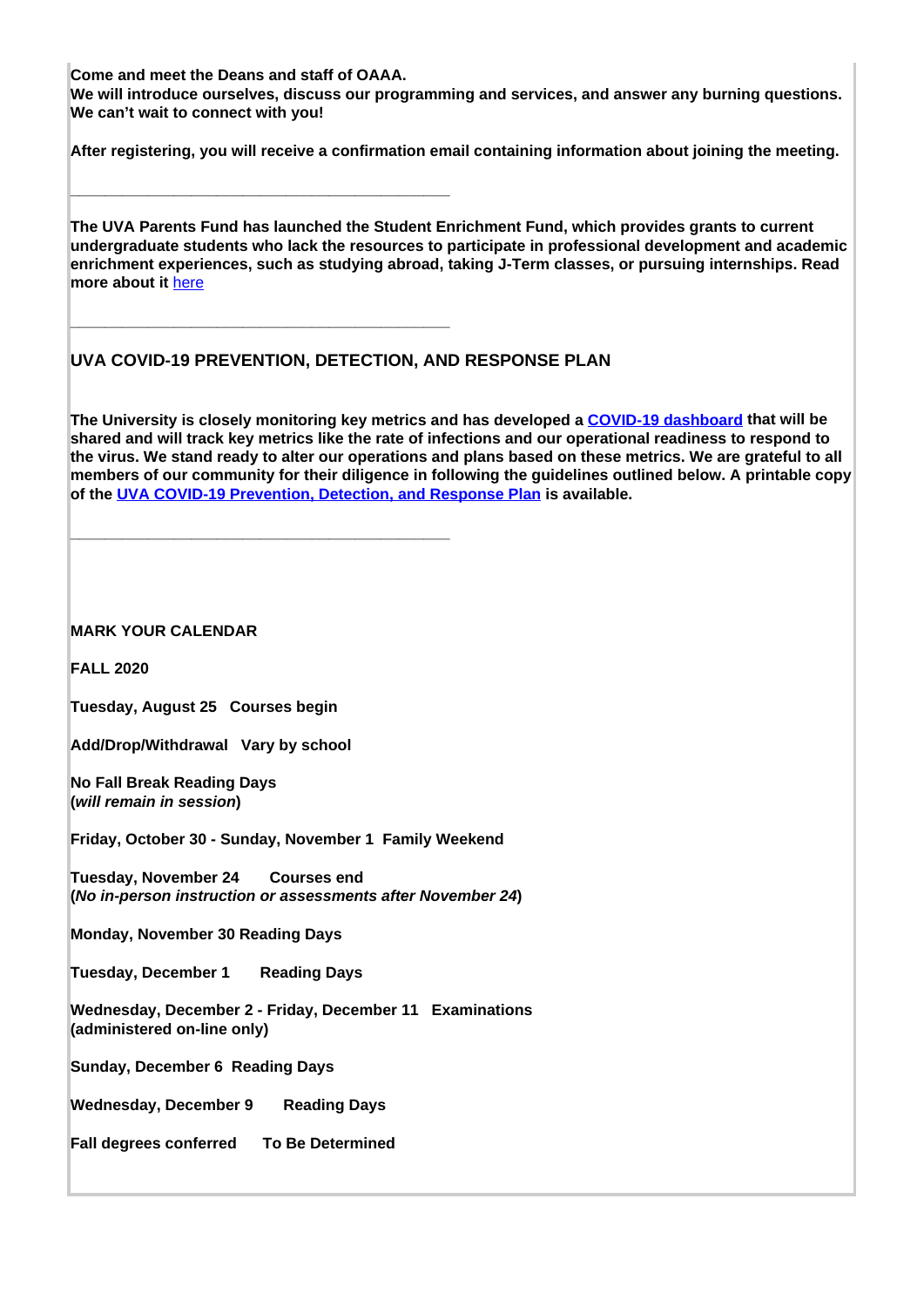**Come and meet the Deans and staff of OAAA.**
**We will introduce ourselves, discuss our programming and services, and answer any burning questions. We can't wait to connect with you!**

**After registering, you will receive a confirmation email containing information about joining the meeting.**

---

**The UVA Parents Fund has launched the Student Enrichment Fund, which provides grants to current undergraduate students who lack the resources to participate in professional development and academic enrichment experiences, such as studying abroad, taking J-Term classes, or pursuing internships. Read more about it** here

---

## UVA COVID-19 PREVENTION, DETECTION, AND RESPONSE PLAN

**The University is closely monitoring key metrics and has developed a COVID-19 dashboard that will be shared and will track key metrics like the rate of infections and our operational readiness to respond to the virus. We stand ready to alter our operations and plans based on these metrics. We are grateful to all members of our community for their diligence in following the guidelines outlined below. A printable copy of the UVA COVID-19 Prevention, Detection, and Response Plan is available.**

---

**MARK YOUR CALENDAR**

**FALL 2020**

**Tuesday, August 25 Courses begin**

**Add/Drop/Withdrawal Vary by school**

**No Fall Break Reading Days**
**(*will remain in session*)**

**Friday, October 30 - Sunday, November 1 Family Weekend**

**Tuesday, November 24 Courses end**
**(*No in-person instruction or assessments after November 24*)**

**Monday, November 30 Reading Days**

**Tuesday, December 1 Reading Days**

**Wednesday, December 2 - Friday, December 11 Examinations**
**(administered on-line only)**

**Sunday, December 6 Reading Days**

**Wednesday, December 9 Reading Days**

**Fall degrees conferred To Be Determined**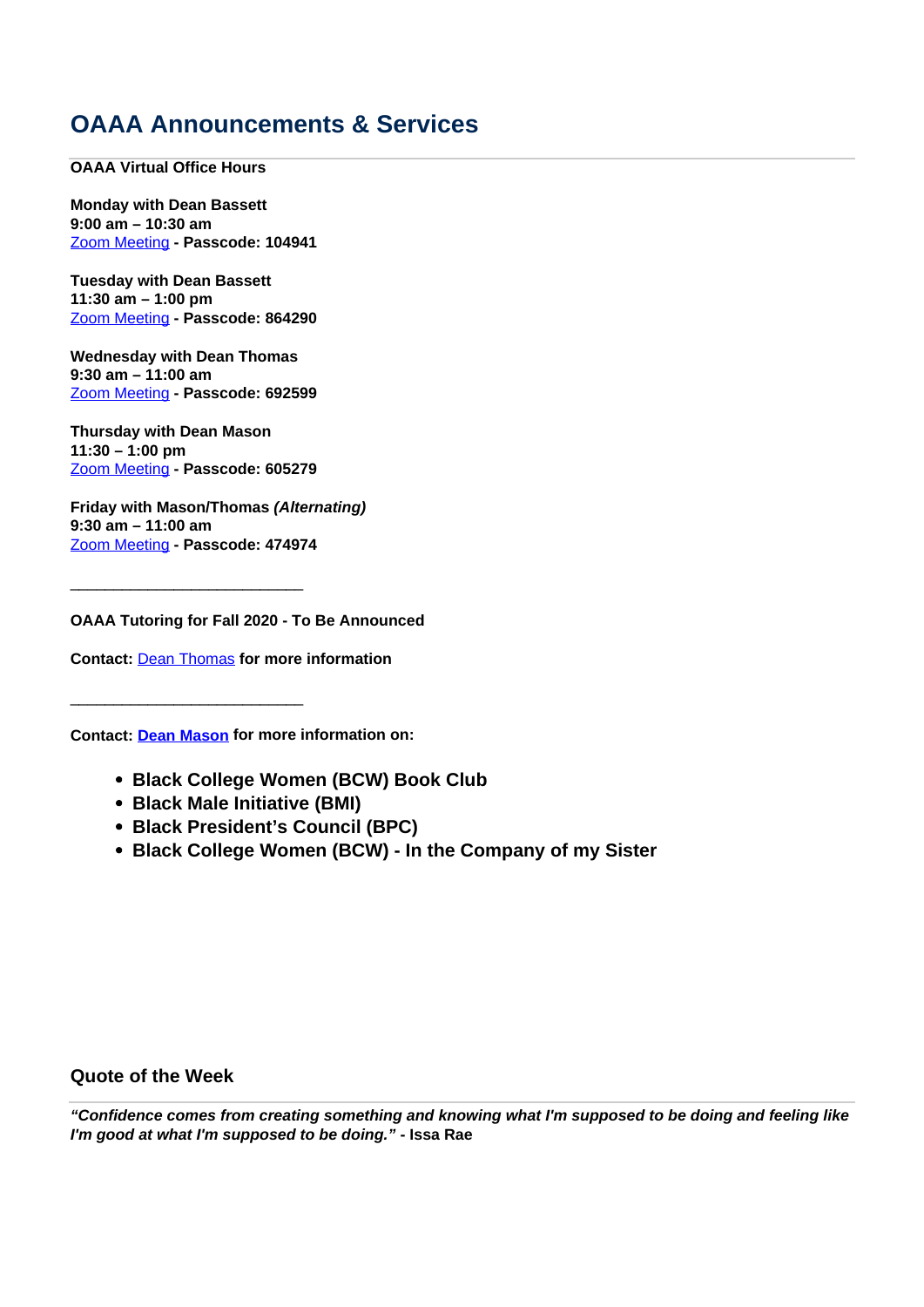# OAAA Announcements & Services

**OAAA Virtual Office Hours**

**Monday with Dean Bassett**
**9:00 am – 10:30 am**
Zoom Meeting **- Passcode: 104941**

**Tuesday with Dean Bassett**
**11:30 am – 1:00 pm**
Zoom Meeting **- Passcode: 864290**

**Wednesday with Dean Thomas**
**9:30 am – 11:00 am**
Zoom Meeting **- Passcode: 692599**

**Thursday with Dean Mason**
**11:30 – 1:00 pm**
Zoom Meeting **- Passcode: 605279**

**Friday with Mason/Thomas *(Alternating)***
**9:30 am – 11:00 am**
Zoom Meeting **- Passcode: 474974**

\_\_\_\_\_\_\_\_\_\_\_\_\_\_\_\_\_\_\_\_\_\_\_\_\_\_\_\_\_\_

**OAAA Tutoring for Fall 2020 - To Be Announced**

**Contact:** Dean Thomas **for more information**

\_\_\_\_\_\_\_\_\_\_\_\_\_\_\_\_\_\_\_\_\_\_\_\_\_\_\_\_\_\_

**Contact: Dean Mason for more information on:**

- **Black College Women (BCW) Book Club**
- **Black Male Initiative (BMI)**
- **Black President's Council (BPC)**
- **Black College Women (BCW) - In the Company of my Sister**

## Quote of the Week

***"Confidence comes from creating something and knowing what I'm supposed to be doing and feeling like I'm good at what I'm supposed to be doing."*** **- Issa Rae**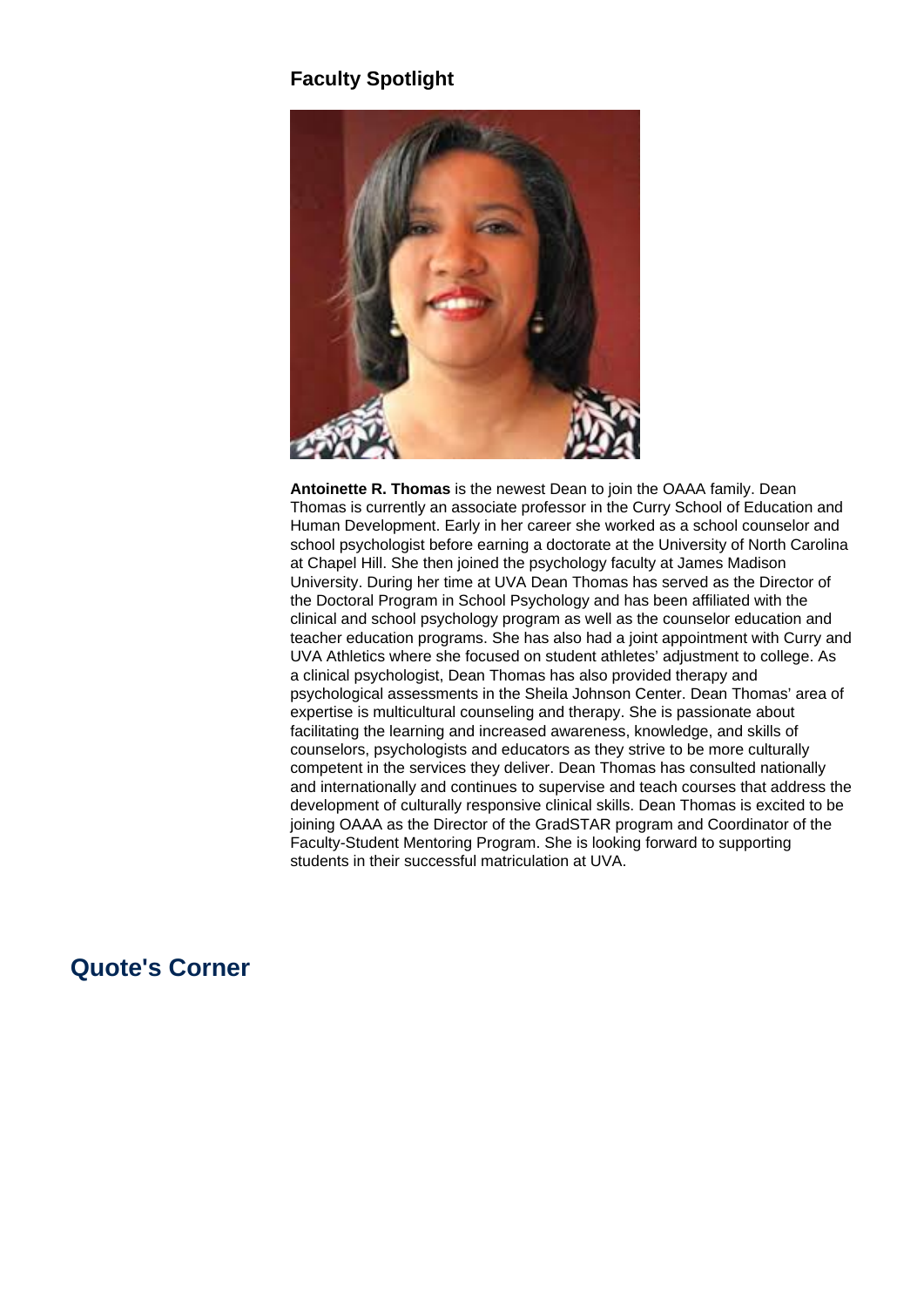## Faculty Spotlight

**Antoinette R. Thomas** is the newest Dean to join the OAAA family. Dean Thomas is currently an associate professor in the Curry School of Education and Human Development. Early in her career she worked as a school counselor and school psychologist before earning a doctorate at the University of North Carolina at Chapel Hill. She then joined the psychology faculty at James Madison University. During her time at UVA Dean Thomas has served as the Director of the Doctoral Program in School Psychology and has been affiliated with the clinical and school psychology program as well as the counselor education and teacher education programs. She has also had a joint appointment with Curry and UVA Athletics where she focused on student athletes' adjustment to college. As a clinical psychologist, Dean Thomas has also provided therapy and psychological assessments in the Sheila Johnson Center. Dean Thomas' area of expertise is multicultural counseling and therapy. She is passionate about facilitating the learning and increased awareness, knowledge, and skills of counselors, psychologists and educators as they strive to be more culturally competent in the services they deliver. Dean Thomas has consulted nationally and internationally and continues to supervise and teach courses that address the development of culturally responsive clinical skills. Dean Thomas is excited to be joining OAAA as the Director of the GradSTAR program and Coordinator of the Faculty-Student Mentoring Program. She is looking forward to supporting students in their successful matriculation at UVA.

## Quote's Corner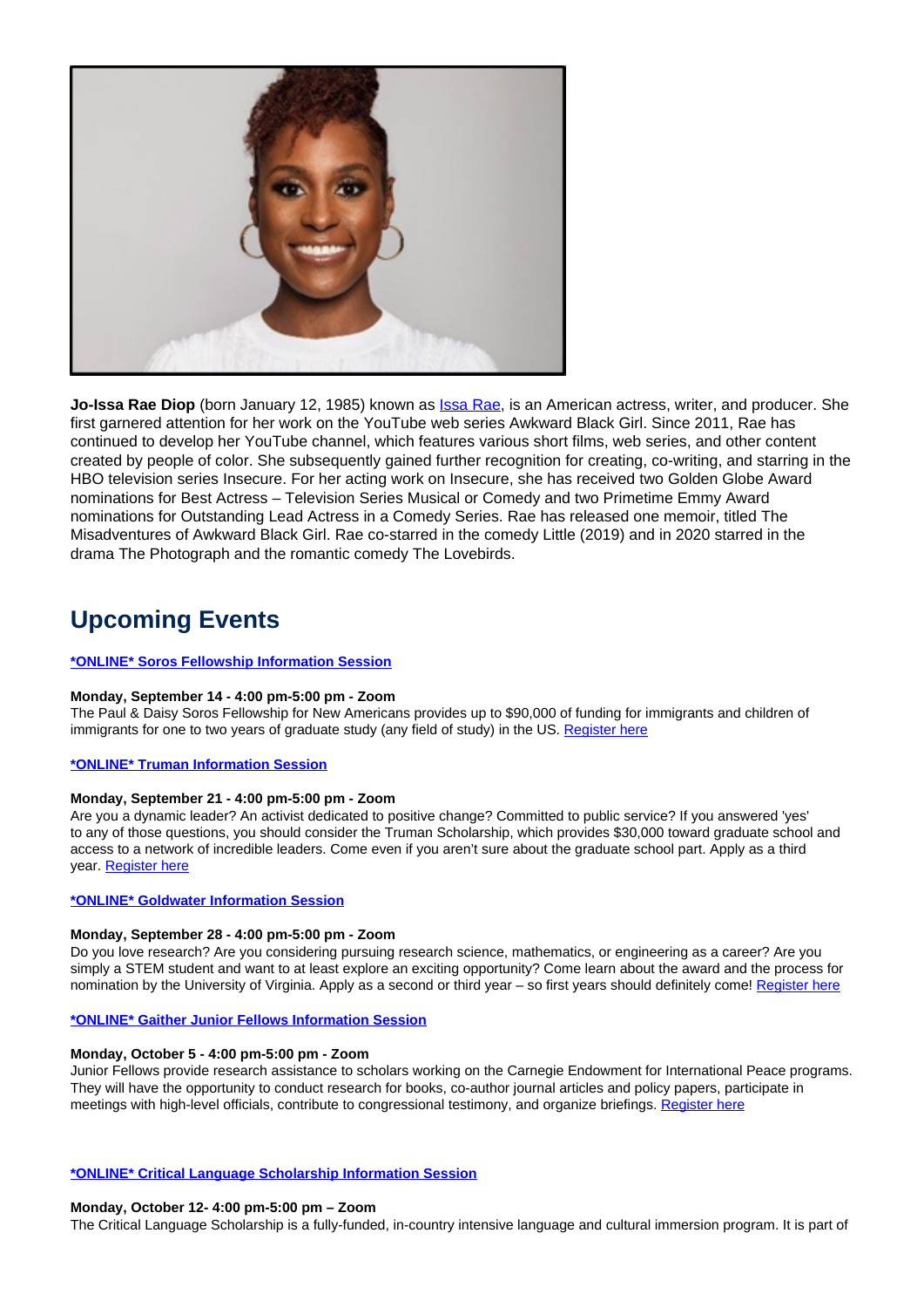**Jo-Issa Rae Diop** (born January 12, 1985) known as Issa Rae, is an American actress, writer, and producer. She first garnered attention for her work on the YouTube web series Awkward Black Girl. Since 2011, Rae has continued to develop her YouTube channel, which features various short films, web series, and other content created by people of color. She subsequently gained further recognition for creating, co-writing, and starring in the HBO television series Insecure. For her acting work on Insecure, she has received two Golden Globe Award nominations for Best Actress – Television Series Musical or Comedy and two Primetime Emmy Award nominations for Outstanding Lead Actress in a Comedy Series. Rae has released one memoir, titled The Misadventures of Awkward Black Girl. Rae co-starred in the comedy Little (2019) and in 2020 starred in the drama The Photograph and the romantic comedy The Lovebirds.

## Upcoming Events

**\*ONLINE\* Soros Fellowship Information Session**

**Monday, September 14 - 4:00 pm-5:00 pm - Zoom**
The Paul & Daisy Soros Fellowship for New Americans provides up to $90,000 of funding for immigrants and children of immigrants for one to two years of graduate study (any field of study) in the US. Register here

**\*ONLINE\* Truman Information Session**

**Monday, September 21 - 4:00 pm-5:00 pm - Zoom**
Are you a dynamic leader? An activist dedicated to positive change? Committed to public service? If you answered 'yes' to any of those questions, you should consider the Truman Scholarship, which provides $30,000 toward graduate school and access to a network of incredible leaders. Come even if you aren't sure about the graduate school part. Apply as a third year. Register here

**\*ONLINE\* Goldwater Information Session**

**Monday, September 28 - 4:00 pm-5:00 pm - Zoom**
Do you love research? Are you considering pursuing research science, mathematics, or engineering as a career? Are you simply a STEM student and want to at least explore an exciting opportunity? Come learn about the award and the process for nomination by the University of Virginia. Apply as a second or third year – so first years should definitely come! Register here

**\*ONLINE\* Gaither Junior Fellows Information Session**

**Monday, October 5 - 4:00 pm-5:00 pm - Zoom**
Junior Fellows provide research assistance to scholars working on the Carnegie Endowment for International Peace programs. They will have the opportunity to conduct research for books, co-author journal articles and policy papers, participate in meetings with high-level officials, contribute to congressional testimony, and organize briefings. Register here

**\*ONLINE\* Critical Language Scholarship Information Session**

**Monday, October 12- 4:00 pm-5:00 pm – Zoom**
The Critical Language Scholarship is a fully-funded, in-country intensive language and cultural immersion program. It is part of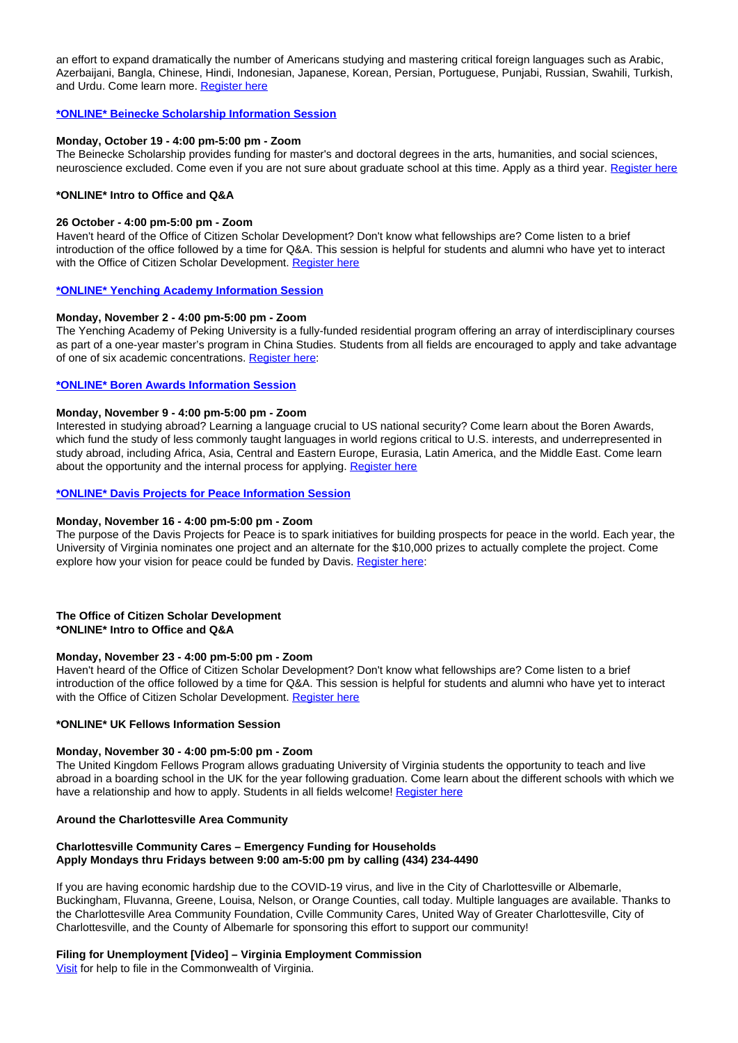an effort to expand dramatically the number of Americans studying and mastering critical foreign languages such as Arabic, Azerbaijani, Bangla, Chinese, Hindi, Indonesian, Japanese, Korean, Persian, Portuguese, Punjabi, Russian, Swahili, Turkish, and Urdu. Come learn more. Register here

**\*ONLINE\* Beinecke Scholarship Information Session**

**Monday, October 19 - 4:00 pm-5:00 pm - Zoom**
The Beinecke Scholarship provides funding for master's and doctoral degrees in the arts, humanities, and social sciences, neuroscience excluded. Come even if you are not sure about graduate school at this time. Apply as a third year. Register here

**\*ONLINE\* Intro to Office and Q&A**

**26 October - 4:00 pm-5:00 pm - Zoom**
Haven't heard of the Office of Citizen Scholar Development? Don't know what fellowships are? Come listen to a brief introduction of the office followed by a time for Q&A. This session is helpful for students and alumni who have yet to interact with the Office of Citizen Scholar Development. Register here

**\*ONLINE\* Yenching Academy Information Session**

**Monday, November 2 - 4:00 pm-5:00 pm - Zoom**
The Yenching Academy of Peking University is a fully-funded residential program offering an array of interdisciplinary courses as part of a one-year master's program in China Studies. Students from all fields are encouraged to apply and take advantage of one of six academic concentrations. Register here:

**\*ONLINE\* Boren Awards Information Session**

**Monday, November 9 - 4:00 pm-5:00 pm - Zoom**
Interested in studying abroad? Learning a language crucial to US national security? Come learn about the Boren Awards, which fund the study of less commonly taught languages in world regions critical to U.S. interests, and underrepresented in study abroad, including Africa, Asia, Central and Eastern Europe, Eurasia, Latin America, and the Middle East. Come learn about the opportunity and the internal process for applying. Register here

**\*ONLINE\* Davis Projects for Peace Information Session**

**Monday, November 16 - 4:00 pm-5:00 pm - Zoom**
The purpose of the Davis Projects for Peace is to spark initiatives for building prospects for peace in the world. Each year, the University of Virginia nominates one project and an alternate for the $10,000 prizes to actually complete the project. Come explore how your vision for peace could be funded by Davis. Register here:

**The Office of Citizen Scholar Development**
**\*ONLINE\* Intro to Office and Q&A**

**Monday, November 23 - 4:00 pm-5:00 pm - Zoom**
Haven't heard of the Office of Citizen Scholar Development? Don't know what fellowships are? Come listen to a brief introduction of the office followed by a time for Q&A. This session is helpful for students and alumni who have yet to interact with the Office of Citizen Scholar Development. Register here

**\*ONLINE\* UK Fellows Information Session**

**Monday, November 30 - 4:00 pm-5:00 pm - Zoom**
The United Kingdom Fellows Program allows graduating University of Virginia students the opportunity to teach and live abroad in a boarding school in the UK for the year following graduation. Come learn about the different schools with which we have a relationship and how to apply. Students in all fields welcome! Register here

**Around the Charlottesville Area Community**

**Charlottesville Community Cares – Emergency Funding for Households**
**Apply Mondays thru Fridays between 9:00 am-5:00 pm by calling (434) 234-4490**

If you are having economic hardship due to the COVID-19 virus, and live in the City of Charlottesville or Albemarle, Buckingham, Fluvanna, Greene, Louisa, Nelson, or Orange Counties, call today. Multiple languages are available. Thanks to the Charlottesville Area Community Foundation, Cville Community Cares, United Way of Greater Charlottesville, City of Charlottesville, and the County of Albemarle for sponsoring this effort to support our community!

**Filing for Unemployment [Video] – Virginia Employment Commission**
Visit for help to file in the Commonwealth of Virginia.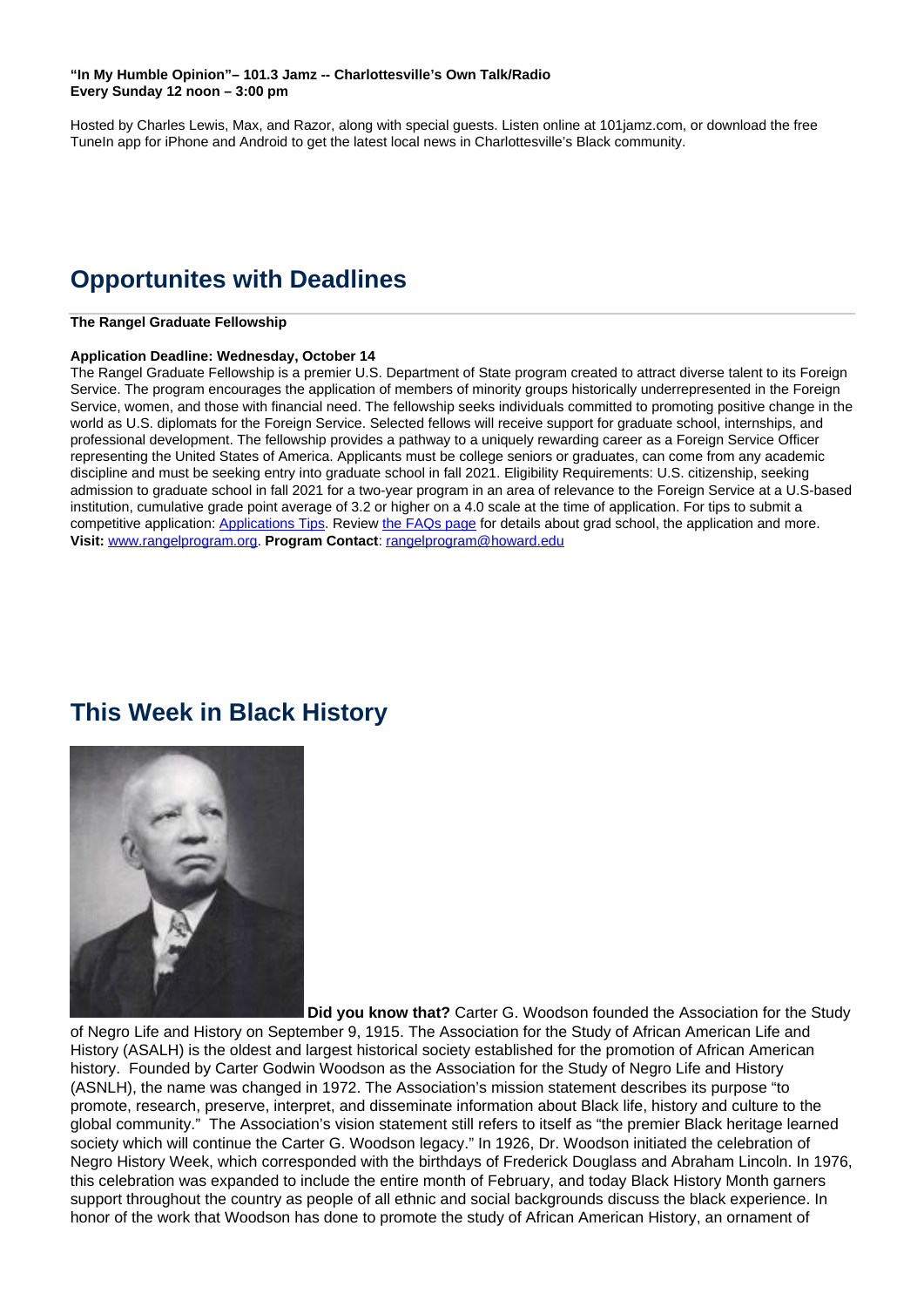**"In My Humble Opinion"– 101.3 Jamz -- Charlottesville's Own Talk/Radio**
**Every Sunday 12 noon – 3:00 pm**

Hosted by Charles Lewis, Max, and Razor, along with special guests. Listen online at 101jamz.com, or download the free TuneIn app for iPhone and Android to get the latest local news in Charlottesville's Black community.

## Opportunites with Deadlines

**The Rangel Graduate Fellowship**

**Application Deadline: Wednesday, October 14**
The Rangel Graduate Fellowship is a premier U.S. Department of State program created to attract diverse talent to its Foreign Service. The program encourages the application of members of minority groups historically underrepresented in the Foreign Service, women, and those with financial need. The fellowship seeks individuals committed to promoting positive change in the world as U.S. diplomats for the Foreign Service. Selected fellows will receive support for graduate school, internships, and professional development. The fellowship provides a pathway to a uniquely rewarding career as a Foreign Service Officer representing the United States of America. Applicants must be college seniors or graduates, can come from any academic discipline and must be seeking entry into graduate school in fall 2021. Eligibility Requirements: U.S. citizenship, seeking admission to graduate school in fall 2021 for a two-year program in an area of relevance to the Foreign Service at a U.S-based institution, cumulative grade point average of 3.2 or higher on a 4.0 scale at the time of application. For tips to submit a competitive application: Applications Tips. Review the FAQs page for details about grad school, the application and more. **Visit:** www.rangelprogram.org. **Program Contact**: rangelprogram@howard.edu

## This Week in Black History

**Did you know that?** Carter G. Woodson founded the Association for the Study of Negro Life and History on September 9, 1915. The Association for the Study of African American Life and History (ASALH) is the oldest and largest historical society established for the promotion of African American history. Founded by Carter Godwin Woodson as the Association for the Study of Negro Life and History (ASNLH), the name was changed in 1972. The Association's mission statement describes its purpose "to promote, research, preserve, interpret, and disseminate information about Black life, history and culture to the global community." The Association's vision statement still refers to itself as "the premier Black heritage learned society which will continue the Carter G. Woodson legacy." In 1926, Dr. Woodson initiated the celebration of Negro History Week, which corresponded with the birthdays of Frederick Douglass and Abraham Lincoln. In 1976, this celebration was expanded to include the entire month of February, and today Black History Month garners support throughout the country as people of all ethnic and social backgrounds discuss the black experience. In honor of the work that Woodson has done to promote the study of African American History, an ornament of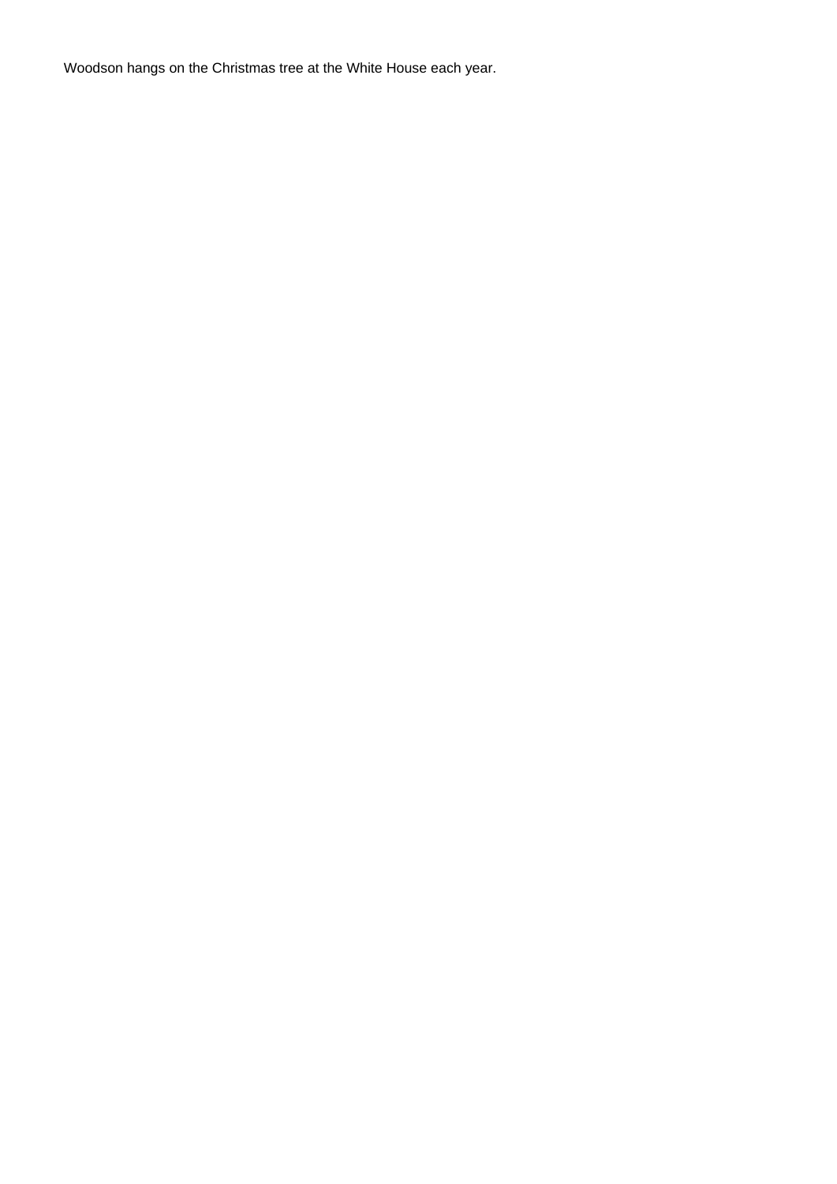Woodson hangs on the Christmas tree at the White House each year.